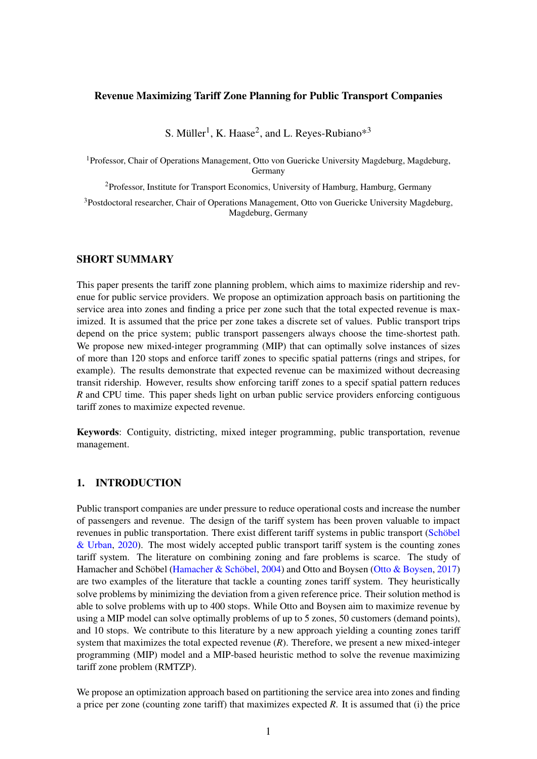# Revenue Maximizing Tariff Zone Planning for Public Transport Companies

S. Müller[1], K. Haase[2], and L. Reyes-Rubiano*[3]

[1]Professor, Chair of Operations Management, Otto von Guericke University Magdeburg, Magdeburg, Germany

[2]Professor, Institute for Transport Economics, University of Hamburg, Hamburg, Germany

[3]Postdoctoral researcher, Chair of Operations Management, Otto von Guericke University Magdeburg, Magdeburg, Germany

## SHORT SUMMARY

This paper presents the tariff zone planning problem, which aims to maximize ridership and revenue for public service providers. We propose an optimization approach basis on partitioning the service area into zones and finding a price per zone such that the total expected revenue is maximized. It is assumed that the price per zone takes a discrete set of values. Public transport trips depend on the price system; public transport passengers always choose the time-shortest path. We propose new mixed-integer programming (MIP) that can optimally solve instances of sizes of more than 120 stops and enforce tariff zones to specific spatial patterns (rings and stripes, for example). The results demonstrate that expected revenue can be maximized without decreasing transit ridership. However, results show enforcing tariff zones to a specif spatial pattern reduces $R$ and CPU time. This paper sheds light on urban public service providers enforcing contiguous tariff zones to maximize expected revenue.

**Keywords**: Contiguity, districting, mixed integer programming, public transportation, revenue management.

## 1. INTRODUCTION

Public transport companies are under pressure to reduce operational costs and increase the number of passengers and revenue. The design of the tariff system has been proven valuable to impact revenues in public transportation. There exist different tariff systems in public transport (Schöbel & Urban, 2020). The most widely accepted public transport tariff system is the counting zones tariff system. The literature on combining zoning and fare problems is scarce. The study of Hamacher and Schöbel (Hamacher & Schöbel, 2004) and Otto and Boysen (Otto & Boysen, 2017) are two examples of the literature that tackle a counting zones tariff system. They heuristically solve problems by minimizing the deviation from a given reference price. Their solution method is able to solve problems with up to 400 stops. While Otto and Boysen aim to maximize revenue by using a MIP model can solve optimally problems of up to 5 zones, 50 customers (demand points), and 10 stops. We contribute to this literature by a new approach yielding a counting zones tariff system that maximizes the total expected revenue ($R$). Therefore, we present a new mixed-integer programming (MIP) model and a MIP-based heuristic method to solve the revenue maximizing tariff zone problem (RMTZP).

We propose an optimization approach based on partitioning the service area into zones and finding a price per zone (counting zone tariff) that maximizes expected $R$. It is assumed that (i) the price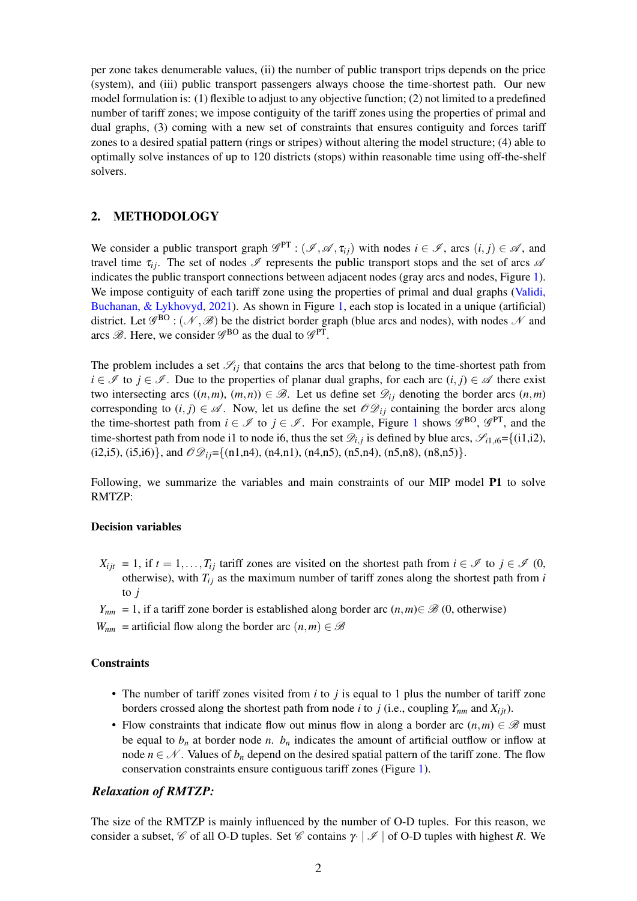per zone takes denumerable values, (ii) the number of public transport trips depends on the price (system), and (iii) public transport passengers always choose the time-shortest path. Our new model formulation is: (1) flexible to adjust to any objective function; (2) not limited to a predefined number of tariff zones; we impose contiguity of the tariff zones using the properties of primal and dual graphs, (3) coming with a new set of constraints that ensures contiguity and forces tariff zones to a desired spatial pattern (rings or stripes) without altering the model structure; (4) able to optimally solve instances of up to 120 districts (stops) within reasonable time using off-the-shelf solvers.

## 2. METHODOLOGY

We consider a public transport graph $\mathscr{G}^{\mathrm{PT}} : (\mathscr{I}, \mathscr{A}, \tau_{ij})$ with nodes $i \in \mathscr{I}$, arcs $(i, j) \in \mathscr{A}$, and travel time $\tau_{ij}$. The set of nodes $\mathscr{I}$ represents the public transport stops and the set of arcs $\mathscr{A}$ indicates the public transport connections between adjacent nodes (gray arcs and nodes, Figure 1). We impose contiguity of each tariff zone using the properties of primal and dual graphs (Validi, Buchanan, & Lykhovyd, 2021). As shown in Figure 1, each stop is located in a unique (artificial) district. Let $\mathscr{G}^{\mathrm{BO}} : (\mathscr{N}, \mathscr{B})$ be the district border graph (blue arcs and nodes), with nodes $\mathscr{N}$ and arcs $\mathscr{B}$. Here, we consider $\mathscr{G}^{\mathrm{BO}}$ as the dual to $\mathscr{G}^{\mathrm{PT}}$.

The problem includes a set $\mathscr{S}_{ij}$ that contains the arcs that belong to the time-shortest path from $i \in \mathscr{I}$ to $j \in \mathscr{I}$. Due to the properties of planar dual graphs, for each arc $(i, j) \in \mathscr{A}$ there exist two intersecting arcs $((n,m), (m,n)) \in \mathscr{B}$. Let us define set $\mathscr{D}_{ij}$ denoting the border arcs $(n,m)$ corresponding to $(i, j) \in \mathscr{A}$. Now, let us define the set $\mathscr{O}\mathscr{D}_{ij}$ containing the border arcs along the time-shortest path from $i \in \mathscr{I}$ to $j \in \mathscr{I}$. For example, Figure 1 shows $\mathscr{G}^{\mathrm{BO}}$, $\mathscr{G}^{\mathrm{PT}}$, and the time-shortest path from node i1 to node i6, thus the set $\mathscr{D}_{i,j}$ is defined by blue arcs, $\mathscr{S}_{i1,i6}$={(i1,i2), (i2,i5), (i5,i6)}, and $\mathscr{O}\mathscr{D}_{ij}$={(n1,n4), (n4,n1), (n4,n5), (n5,n4), (n5,n8), (n8,n5)}.

Following, we summarize the variables and main constraints of our MIP model **P1** to solve RMTZP:

#### Decision variables

- $X_{ijt}$ = 1, if $t = 1, \ldots, T_{ij}$ tariff zones are visited on the shortest path from $i \in \mathscr{I}$ to $j \in \mathscr{I}$ (0, otherwise), with $T_{ij}$ as the maximum number of tariff zones along the shortest path from $i$ to $j$
- $Y_{nm}$ = 1, if a tariff zone border is established along border arc $(n,m) \in \mathscr{B}$ (0, otherwise)
- $W_{nm}$ = artificial flow along the border arc $(n,m) \in \mathscr{B}$

#### Constraints

- The number of tariff zones visited from $i$ to $j$ is equal to 1 plus the number of tariff zone borders crossed along the shortest path from node $i$ to $j$ (i.e., coupling $Y_{nm}$ and $X_{ijt}$).
- Flow constraints that indicate flow out minus flow in along a border arc $(n,m) \in \mathscr{B}$ must be equal to $b_n$ at border node $n$. $b_n$ indicates the amount of artificial outflow or inflow at node $n \in \mathscr{N}$. Values of $b_n$ depend on the desired spatial pattern of the tariff zone. The flow conservation constraints ensure contiguous tariff zones (Figure 1).

### *Relaxation of RMTZP:*

The size of the RMTZP is mainly influenced by the number of O-D tuples. For this reason, we consider a subset, $\mathscr{C}$ of all O-D tuples. Set $\mathscr{C}$ contains $\gamma \cdot \mid \mathscr{I} \mid$ of O-D tuples with highest $R$. We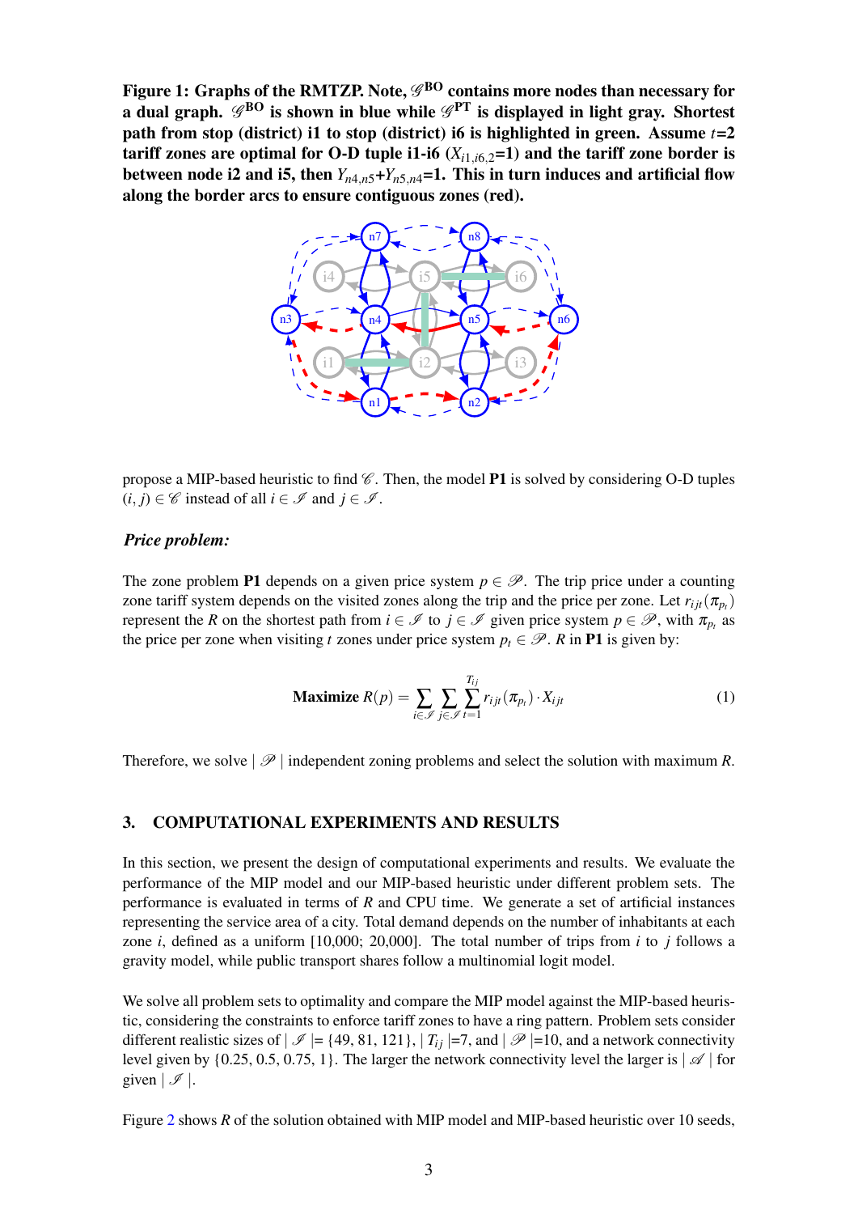**Figure 1: Graphs of the RMTZP. Note, $\mathscr{G}^{\text{BO}}$ contains more nodes than necessary for a dual graph. $\mathscr{G}^{\text{BO}}$ is shown in blue while $\mathscr{G}^{\text{PT}}$ is displayed in light gray. Shortest path from stop (district) i1 to stop (district) i6 is highlighted in green. Assume $t$=2 tariff zones are optimal for O-D tuple i1-i6 ($X_{i1,i6,2}$=1) and the tariff zone border is between node i2 and i5, then $Y_{n4,n5}$+$Y_{n5,n4}$=1. This in turn induces and artificial flow along the border arcs to ensure contiguous zones (red).**

propose a MIP-based heuristic to find $\mathscr{C}$. Then, the model **P1** is solved by considering O-D tuples $(i, j) \in \mathscr{C}$ instead of all $i \in \mathscr{I}$ and $j \in \mathscr{I}$.

***Price problem:***

The zone problem **P1** depends on a given price system $p \in \mathscr{P}$. The trip price under a counting zone tariff system depends on the visited zones along the trip and the price per zone. Let $r_{ijt}(\pi_{p_t})$ represent the $R$ on the shortest path from $i \in \mathscr{I}$ to $j \in \mathscr{I}$ given price system $p \in \mathscr{P}$, with $\pi_{p_t}$ as the price per zone when visiting $t$ zones under price system $p_t \in \mathscr{P}$. $R$ in **P1** is given by:

$$\textbf{Maximize } R(p) = \sum_{i \in \mathscr{I}} \sum_{j \in \mathscr{I}} \sum_{t=1}^{T_{ij}} r_{ijt}(\pi_{p_t}) \cdot X_{ijt} \tag{1}$$

Therefore, we solve $|\, \mathscr{P} \,|$ independent zoning problems and select the solution with maximum $R$.

## 3. COMPUTATIONAL EXPERIMENTS AND RESULTS

In this section, we present the design of computational experiments and results. We evaluate the performance of the MIP model and our MIP-based heuristic under different problem sets. The performance is evaluated in terms of $R$ and CPU time. We generate a set of artificial instances representing the service area of a city. Total demand depends on the number of inhabitants at each zone $i$, defined as a uniform [10,000; 20,000]. The total number of trips from $i$ to $j$ follows a gravity model, while public transport shares follow a multinomial logit model.

We solve all problem sets to optimality and compare the MIP model against the MIP-based heuristic, considering the constraints to enforce tariff zones to have a ring pattern. Problem sets consider different realistic sizes of $|\, \mathscr{I} \,| = \{49, 81, 121\}$, $|\, T_{ij} \,|$=7, and $|\, \mathscr{P} \,|$=10, and a network connectivity level given by $\{0.25, 0.5, 0.75, 1\}$. The larger the network connectivity level the larger is $|\, \mathscr{A} \,|$ for given $|\, \mathscr{I} \,|$.

Figure 2 shows $R$ of the solution obtained with MIP model and MIP-based heuristic over 10 seeds,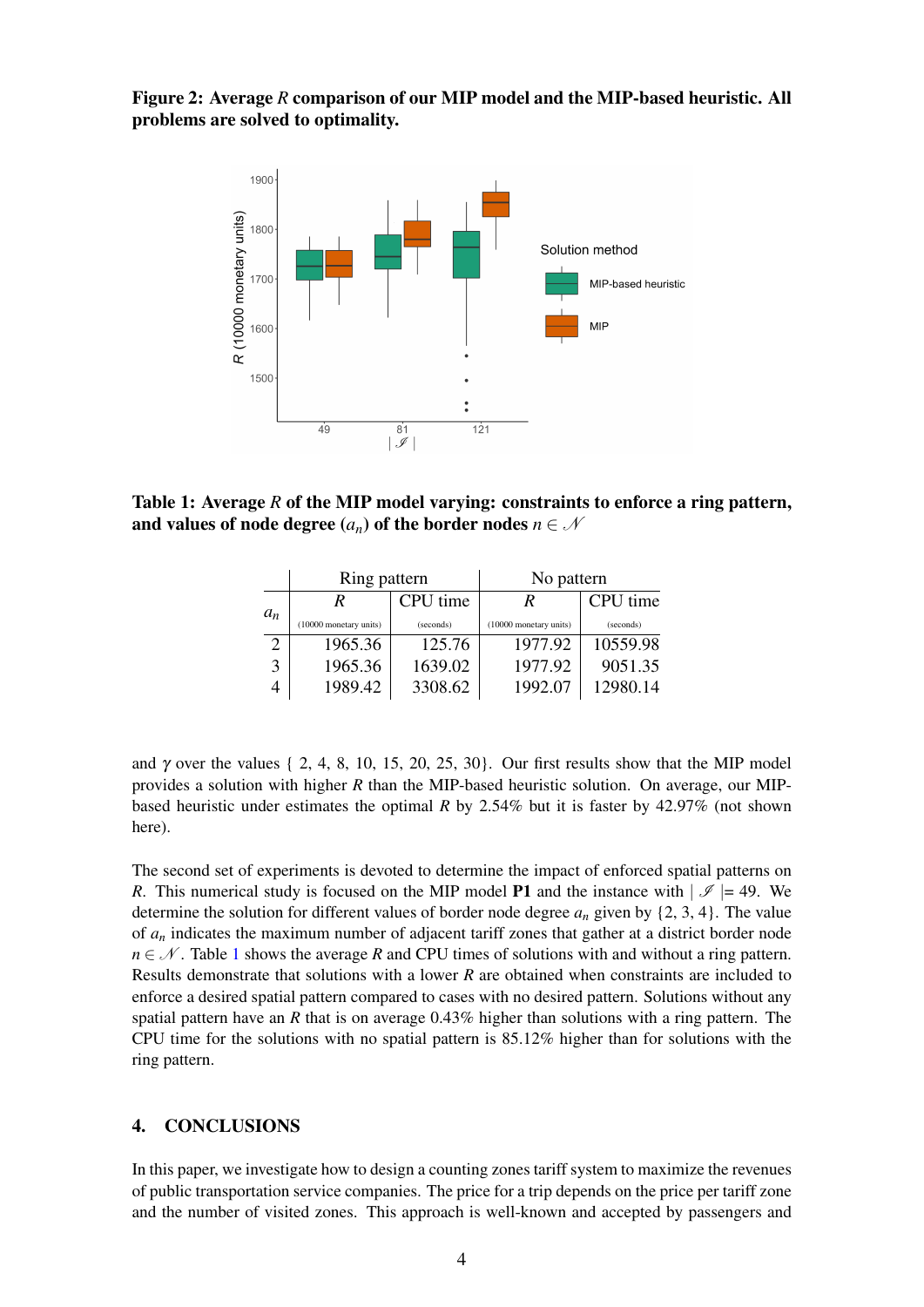**Figure 2: Average $R$ comparison of our MIP model and the MIP-based heuristic. All problems are solved to optimality.**

**Table 1: Average $R$ of the MIP model varying: constraints to enforce a ring pattern, and values of node degree ($a_n$) of the border nodes $n \in \mathcal{N}$**

| $a_n$ | Ring pattern | | No pattern | |
|---|---|---|---|---|
| | $R$ (10000 monetary units) | CPU time (seconds) | $R$ (10000 monetary units) | CPU time (seconds) |
| 2 | 1965.36 | 125.76 | 1977.92 | 10559.98 |
| 3 | 1965.36 | 1639.02 | 1977.92 | 9051.35 |
| 4 | 1989.42 | 3308.62 | 1992.07 | 12980.14 |

and $\gamma$ over the values { 2, 4, 8, 10, 15, 20, 25, 30}. Our first results show that the MIP model provides a solution with higher $R$ than the MIP-based heuristic solution. On average, our MIP-based heuristic under estimates the optimal $R$ by 2.54% but it is faster by 42.97% (not shown here).

The second set of experiments is devoted to determine the impact of enforced spatial patterns on $R$. This numerical study is focused on the MIP model **P1** and the instance with $|\mathcal{I}| = 49$. We determine the solution for different values of border node degree $a_n$ given by {2, 3, 4}. The value of $a_n$ indicates the maximum number of adjacent tariff zones that gather at a district border node $n \in \mathcal{N}$. Table 1 shows the average $R$ and CPU times of solutions with and without a ring pattern. Results demonstrate that solutions with a lower $R$ are obtained when constraints are included to enforce a desired spatial pattern compared to cases with no desired pattern. Solutions without any spatial pattern have an $R$ that is on average 0.43% higher than solutions with a ring pattern. The CPU time for the solutions with no spatial pattern is 85.12% higher than for solutions with the ring pattern.

## 4. CONCLUSIONS

In this paper, we investigate how to design a counting zones tariff system to maximize the revenues of public transportation service companies. The price for a trip depends on the price per tariff zone and the number of visited zones. This approach is well-known and accepted by passengers and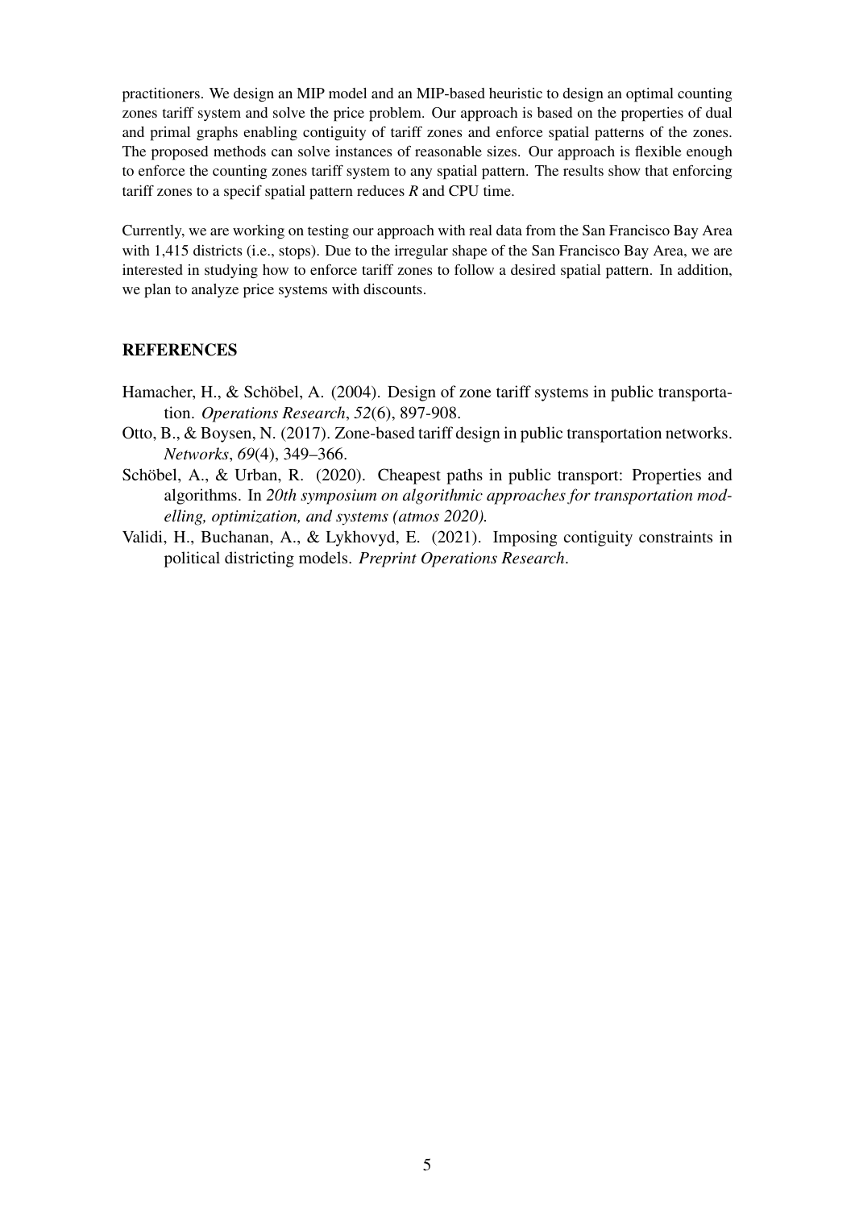practitioners. We design an MIP model and an MIP-based heuristic to design an optimal counting zones tariff system and solve the price problem. Our approach is based on the properties of dual and primal graphs enabling contiguity of tariff zones and enforce spatial patterns of the zones. The proposed methods can solve instances of reasonable sizes. Our approach is flexible enough to enforce the counting zones tariff system to any spatial pattern. The results show that enforcing tariff zones to a specif spatial pattern reduces *R* and CPU time.

Currently, we are working on testing our approach with real data from the San Francisco Bay Area with 1,415 districts (i.e., stops). Due to the irregular shape of the San Francisco Bay Area, we are interested in studying how to enforce tariff zones to follow a desired spatial pattern. In addition, we plan to analyze price systems with discounts.

## REFERENCES

Hamacher, H., & Schöbel, A. (2004). Design of zone tariff systems in public transportation. *Operations Research*, *52*(6), 897-908.

Otto, B., & Boysen, N. (2017). Zone-based tariff design in public transportation networks. *Networks*, *69*(4), 349–366.

Schöbel, A., & Urban, R. (2020). Cheapest paths in public transport: Properties and algorithms. In *20th symposium on algorithmic approaches for transportation modelling, optimization, and systems (atmos 2020).*

Validi, H., Buchanan, A., & Lykhovyd, E. (2021). Imposing contiguity constraints in political districting models. *Preprint Operations Research*.